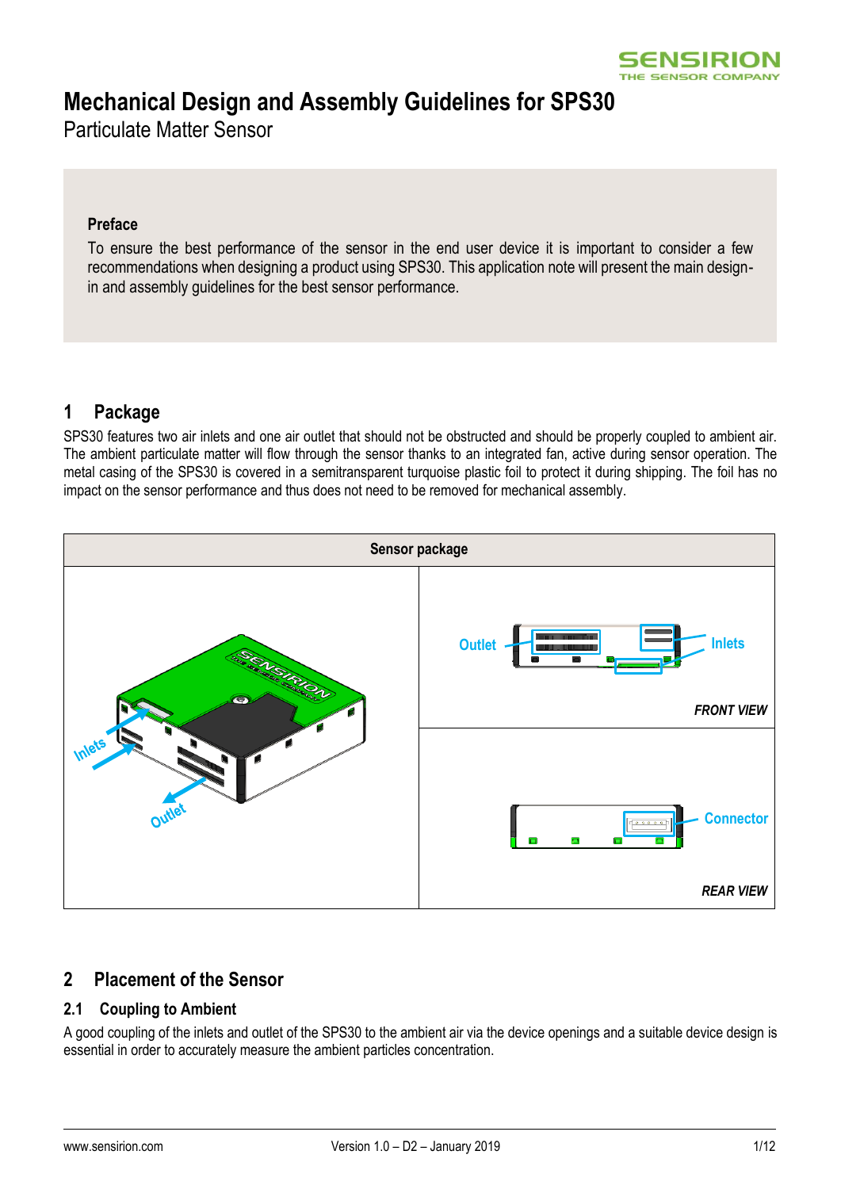# Mechanical Design and Assembly Guidelines for SPS30

Particulate Matter Sensor

**Preface**

To ensure the best performance of the sensor in the end user device it is important to consider a few recommendations when designing a product using SPS30. This application note will present the main design-in and assembly guidelines for the best sensor performance.

## 1 Package

SPS30 features two air inlets and one air outlet that should not be obstructed and should be properly coupled to ambient air. The ambient particulate matter will flow through the sensor thanks to an integrated fan, active during sensor operation. The metal casing of the SPS30 is covered in a semitransparent turquoise plastic foil to protect it during shipping. The foil has no impact on the sensor performance and thus does not need to be removed for mechanical assembly.

| Sensor package | |
|---|---|
| Inlets, Outlet | Outlet, Inlets — *FRONT VIEW* |
| | Connector — *REAR VIEW* |

## 2 Placement of the Sensor

### 2.1 Coupling to Ambient

A good coupling of the inlets and outlet of the SPS30 to the ambient air via the device openings and a suitable device design is essential in order to accurately measure the ambient particles concentration.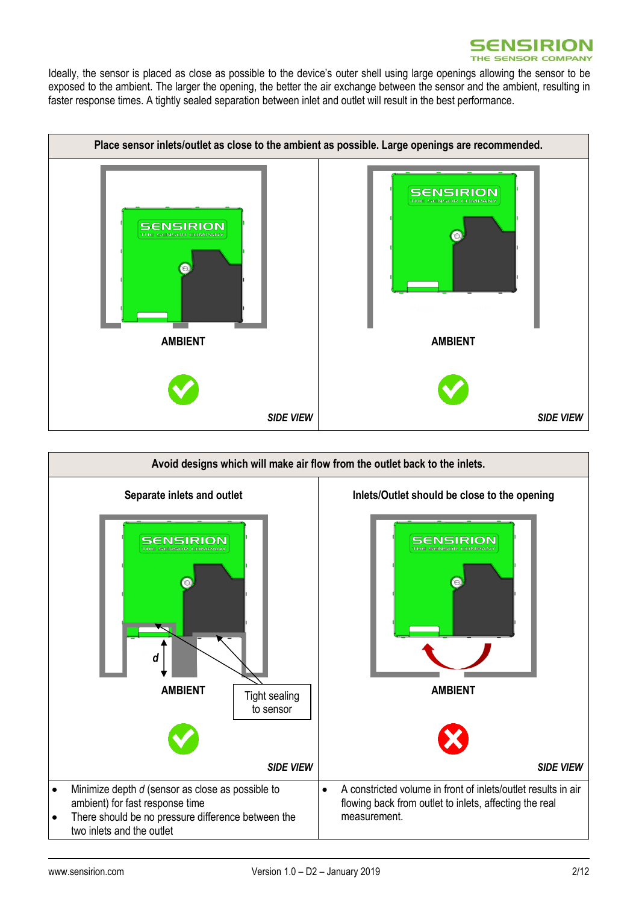Ideally, the sensor is placed as close as possible to the device's outer shell using large openings allowing the sensor to be exposed to the ambient. The larger the opening, the better the air exchange between the sensor and the ambient, resulting in faster response times. A tightly sealed separation between inlet and outlet will result in the best performance.

| Place sensor inlets/outlet as close to the ambient as possible. Large openings are recommended. | |
|---|---|
| AMBIENT | AMBIENT |
| *SIDE VIEW* | *SIDE VIEW* |

| Avoid designs which will make air flow from the outlet back to the inlets. | |
|---|---|
| **Separate inlets and outlet** | **Inlets/Outlet should be close to the opening** |
| *d*<br>AMBIENT<br>Tight sealing to sensor | AMBIENT |
| *SIDE VIEW* | *SIDE VIEW* |
| • Minimize depth *d* (sensor as close as possible to ambient) for fast response time<br>• There should be no pressure difference between the two inlets and the outlet | • A constricted volume in front of inlets/outlet results in air flowing back from outlet to inlets, affecting the real measurement. |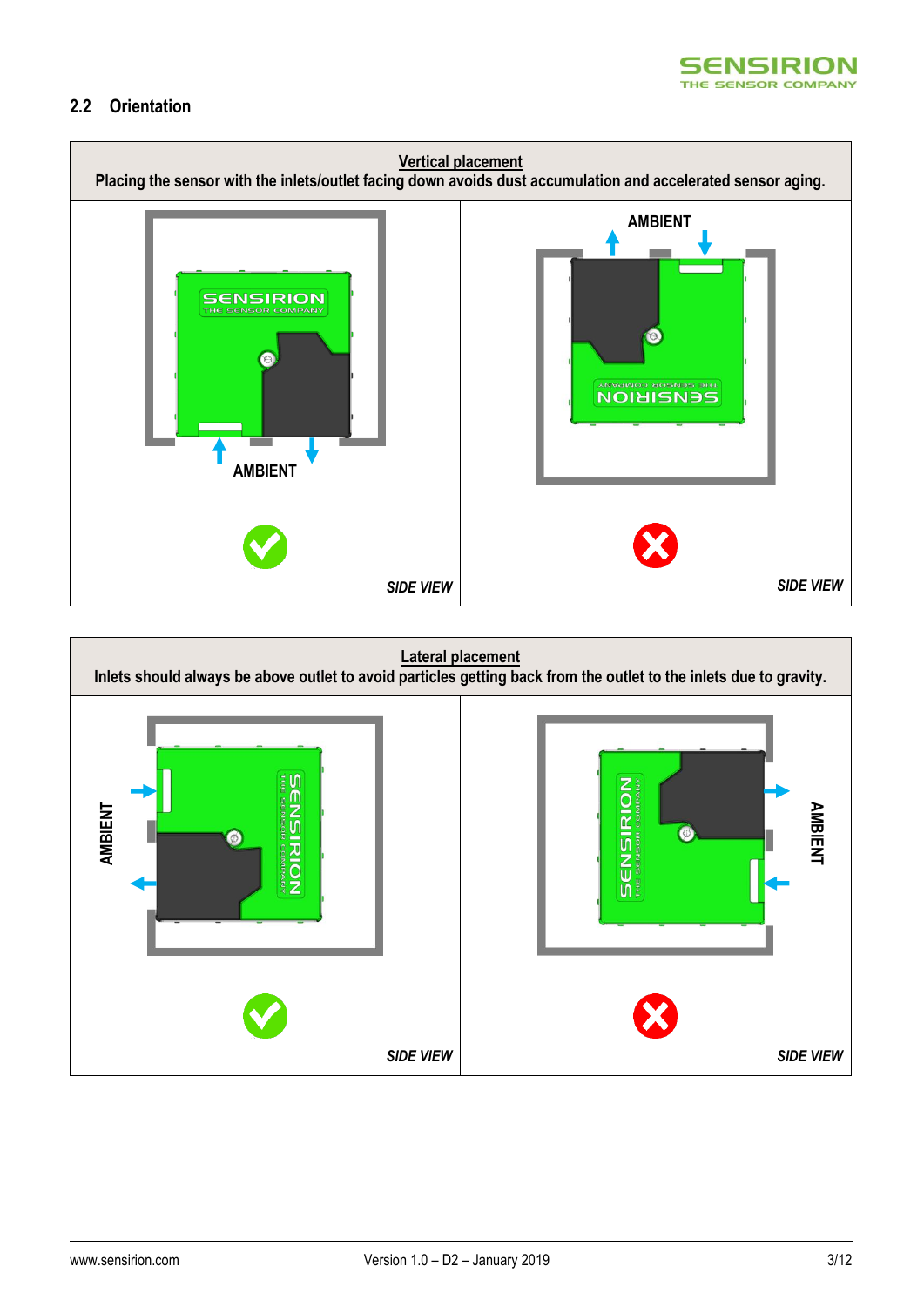## 2.2 Orientation

**Vertical placement**

**Placing the sensor with the inlets/outlet facing down avoids dust accumulation and accelerated sensor aging.**

| AMBIENT | AMBIENT |
|---|---|
| ✔ *SIDE VIEW* | ✘ *SIDE VIEW* |

**Lateral placement**

**Inlets should always be above outlet to avoid particles getting back from the outlet to the inlets due to gravity.**

| AMBIENT | AMBIENT |
|---|---|
| ✔ *SIDE VIEW* | ✘ *SIDE VIEW* |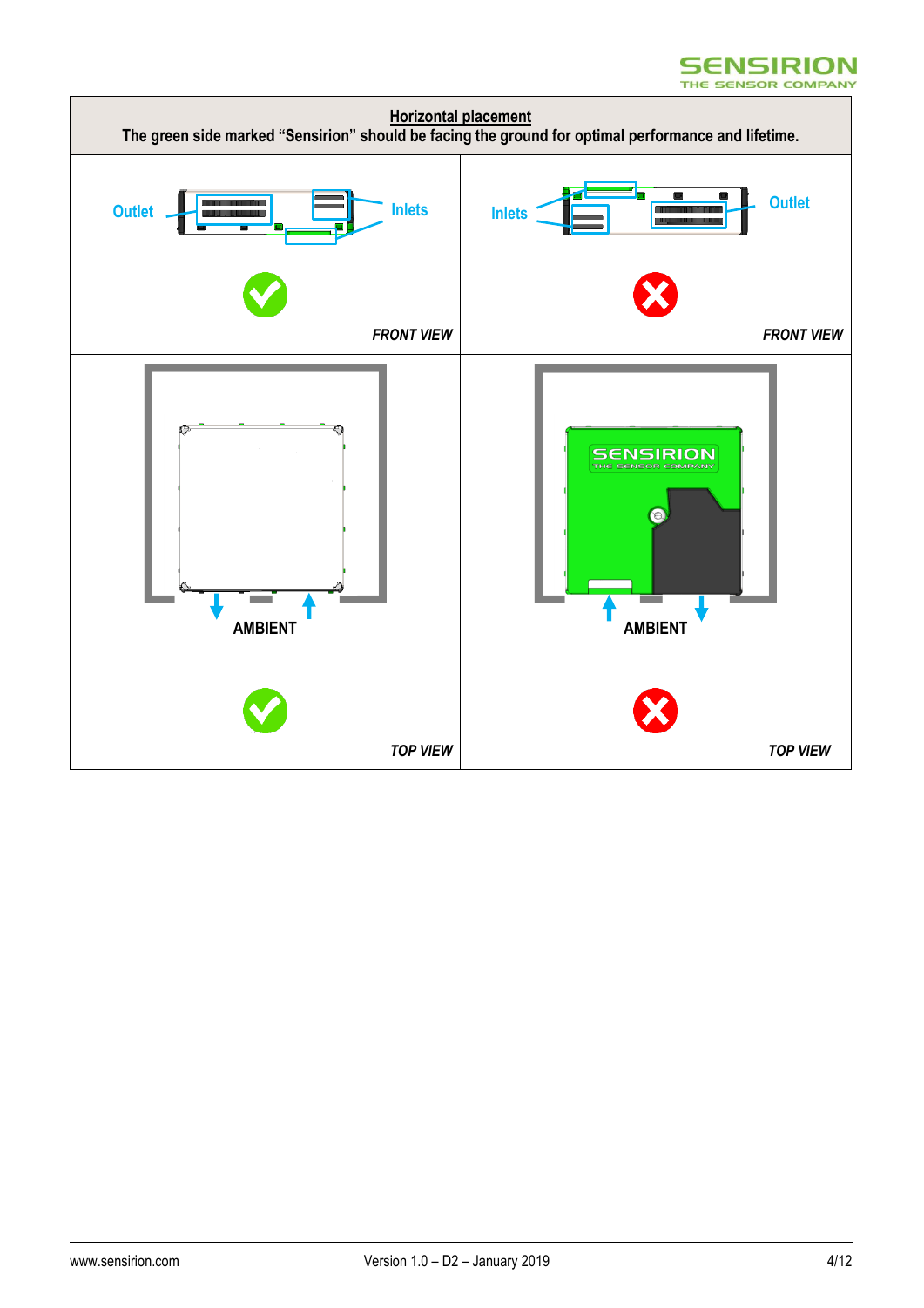**Horizontal placement**

**The green side marked "Sensirion" should be facing the ground for optimal performance and lifetime.**

| | |
|---|---|
| Outlet — Inlets<br>✓<br>*FRONT VIEW* | Inlets — Outlet<br>✗<br>*FRONT VIEW* |
| AMBIENT<br>✓<br>*TOP VIEW* | AMBIENT<br>✗<br>*TOP VIEW* |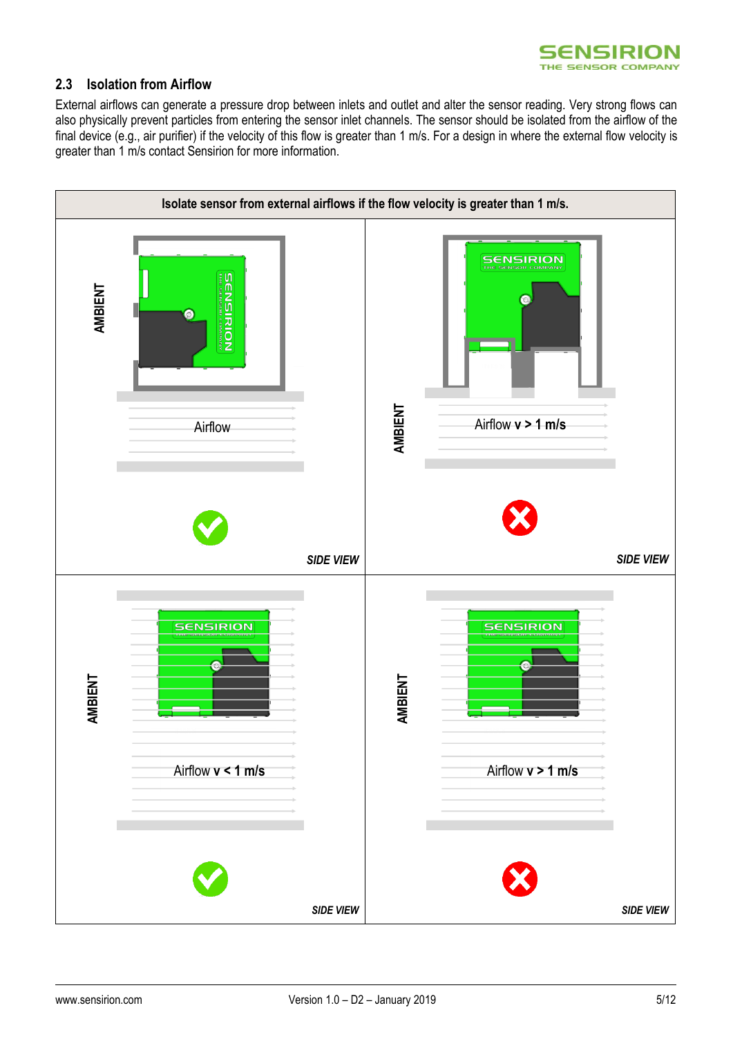## 2.3 Isolation from Airflow

External airflows can generate a pressure drop between inlets and outlet and alter the sensor reading. Very strong flows can also physically prevent particles from entering the sensor inlet channels. The sensor should be isolated from the airflow of the final device (e.g., air purifier) if the velocity of this flow is greater than 1 m/s. For a design in where the external flow velocity is greater than 1 m/s contact Sensirion for more information.

**Isolate sensor from external airflows if the flow velocity is greater than 1 m/s.**

| | |
|---|---|
| AMBIENT<br>Airflow<br>✔<br>*SIDE VIEW* | AMBIENT<br>Airflow **v > 1 m/s**<br>✘<br>*SIDE VIEW* |
| AMBIENT<br>Airflow **v < 1 m/s**<br>✔<br>*SIDE VIEW* | AMBIENT<br>Airflow **v > 1 m/s**<br>✘<br>*SIDE VIEW* |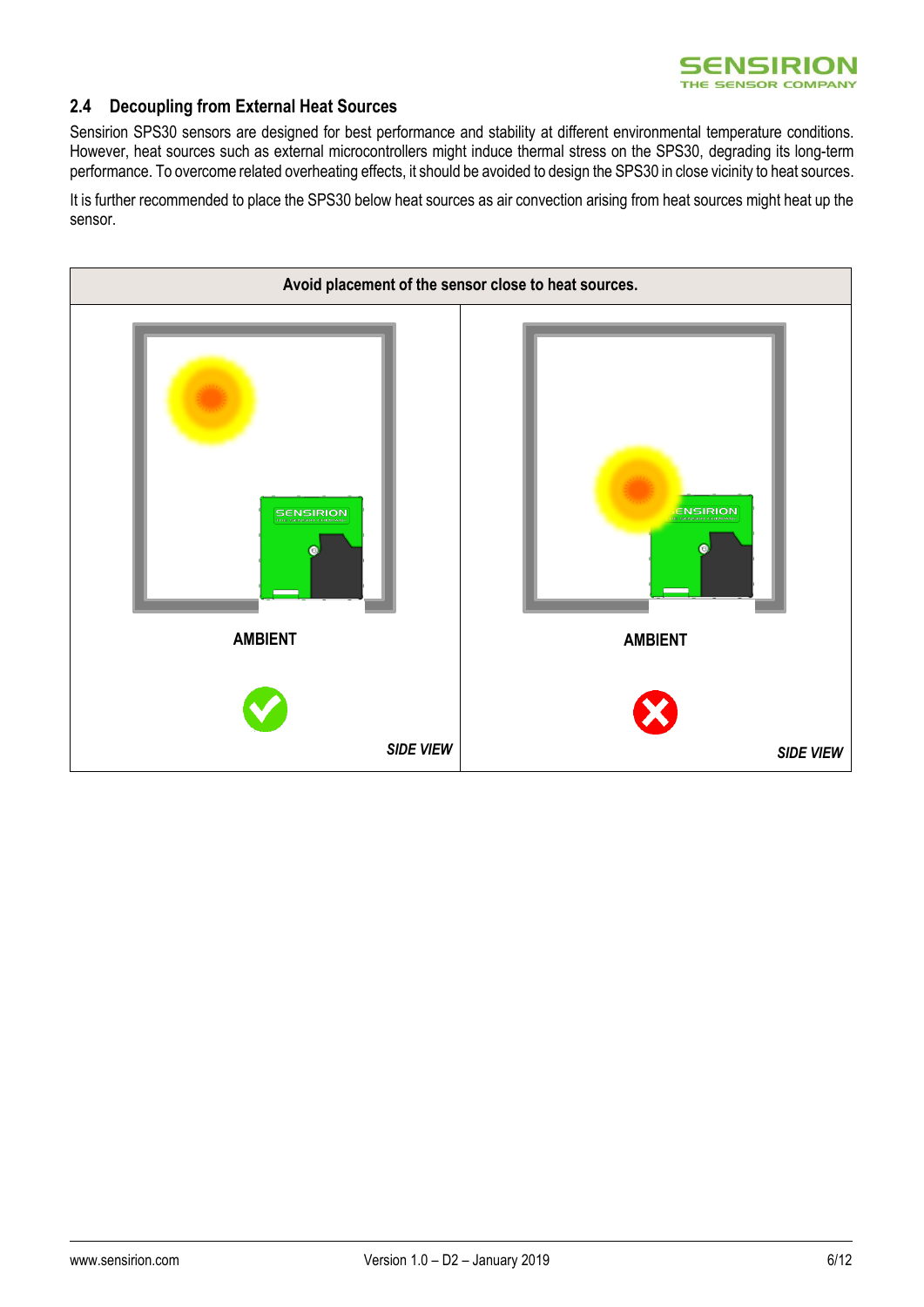## 2.4 Decoupling from External Heat Sources

Sensirion SPS30 sensors are designed for best performance and stability at different environmental temperature conditions. However, heat sources such as external microcontrollers might induce thermal stress on the SPS30, degrading its long-term performance. To overcome related overheating effects, it should be avoided to design the SPS30 in close vicinity to heat sources.

It is further recommended to place the SPS30 below heat sources as air convection arising from heat sources might heat up the sensor.

| Avoid placement of the sensor close to heat sources. | |
|---|---|
| AMBIENT ✔ *SIDE VIEW* | AMBIENT ✘ *SIDE VIEW* |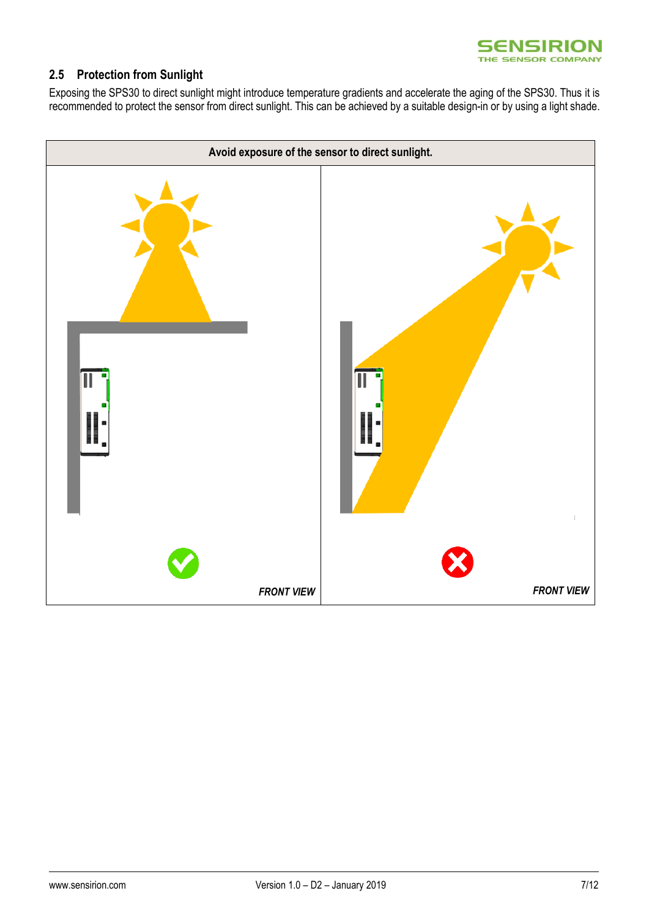## 2.5 Protection from Sunlight

Exposing the SPS30 to direct sunlight might introduce temperature gradients and accelerate the aging of the SPS30. Thus it is recommended to protect the sensor from direct sunlight. This can be achieved by a suitable design-in or by using a light shade.

| Avoid exposure of the sensor to direct sunlight. | |
|---|---|
| ✔ *FRONT VIEW* | ✖ *FRONT VIEW* |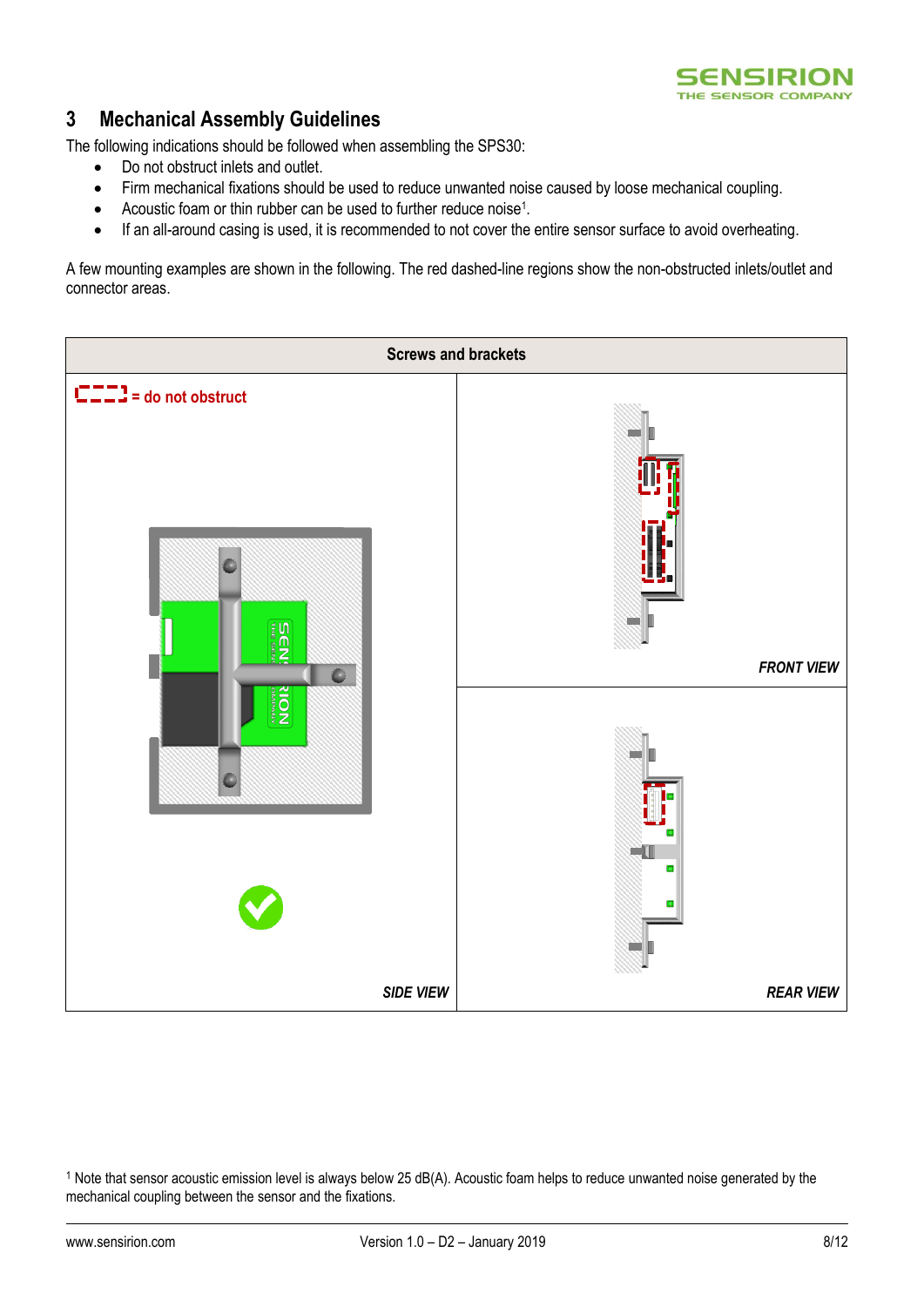## 3 Mechanical Assembly Guidelines

The following indications should be followed when assembling the SPS30:

- Do not obstruct inlets and outlet.
- Firm mechanical fixations should be used to reduce unwanted noise caused by loose mechanical coupling.
- Acoustic foam or thin rubber can be used to further reduce noise[1].
- If an all-around casing is used, it is recommended to not cover the entire sensor surface to avoid overheating.

A few mounting examples are shown in the following. The red dashed-line regions show the non-obstructed inlets/outlet and connector areas.

| Screws and brackets | |
|---|---|
| = do not obstruct | *FRONT VIEW* |
| *SIDE VIEW* | *REAR VIEW* |

[1] Note that sensor acoustic emission level is always below 25 dB(A). Acoustic foam helps to reduce unwanted noise generated by the mechanical coupling between the sensor and the fixations.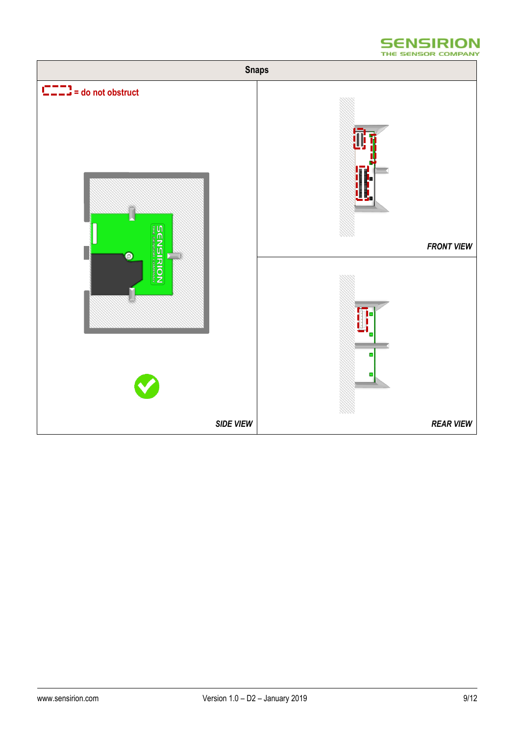| Snaps | |
| --- | --- |
| = do not obstruct<br><br>*SIDE VIEW* | *FRONT VIEW* |
| | *REAR VIEW* |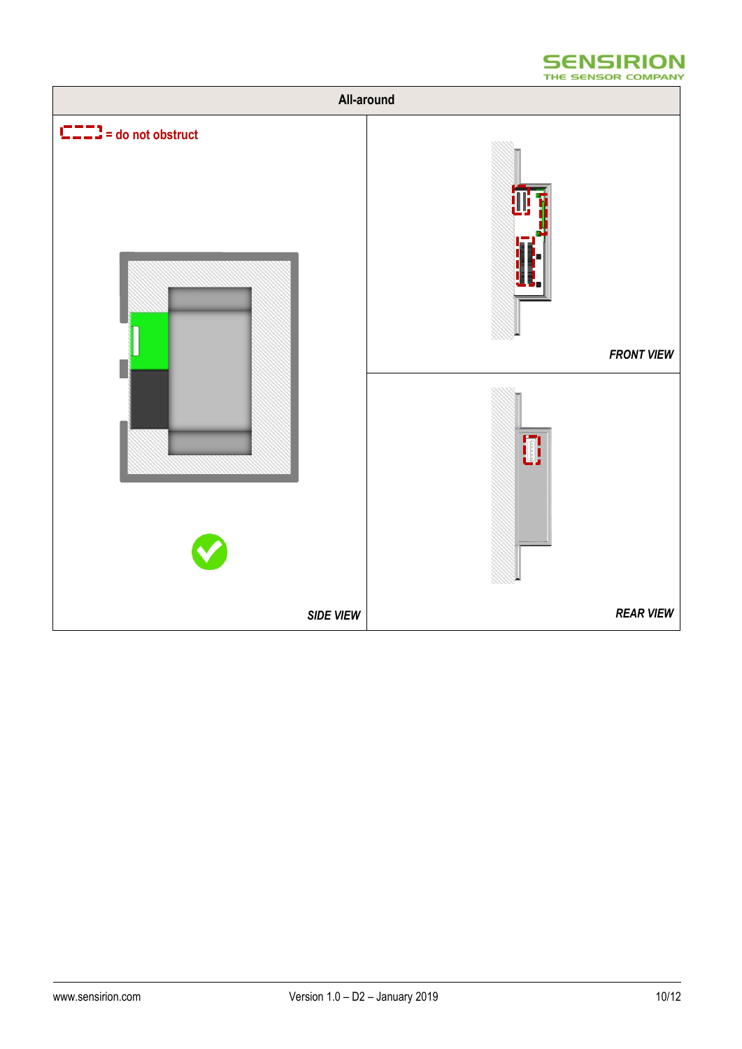| All-around | |
| --- | --- |
| = do not obstruct<br><br>*SIDE VIEW* | *FRONT VIEW* |
| | *REAR VIEW* |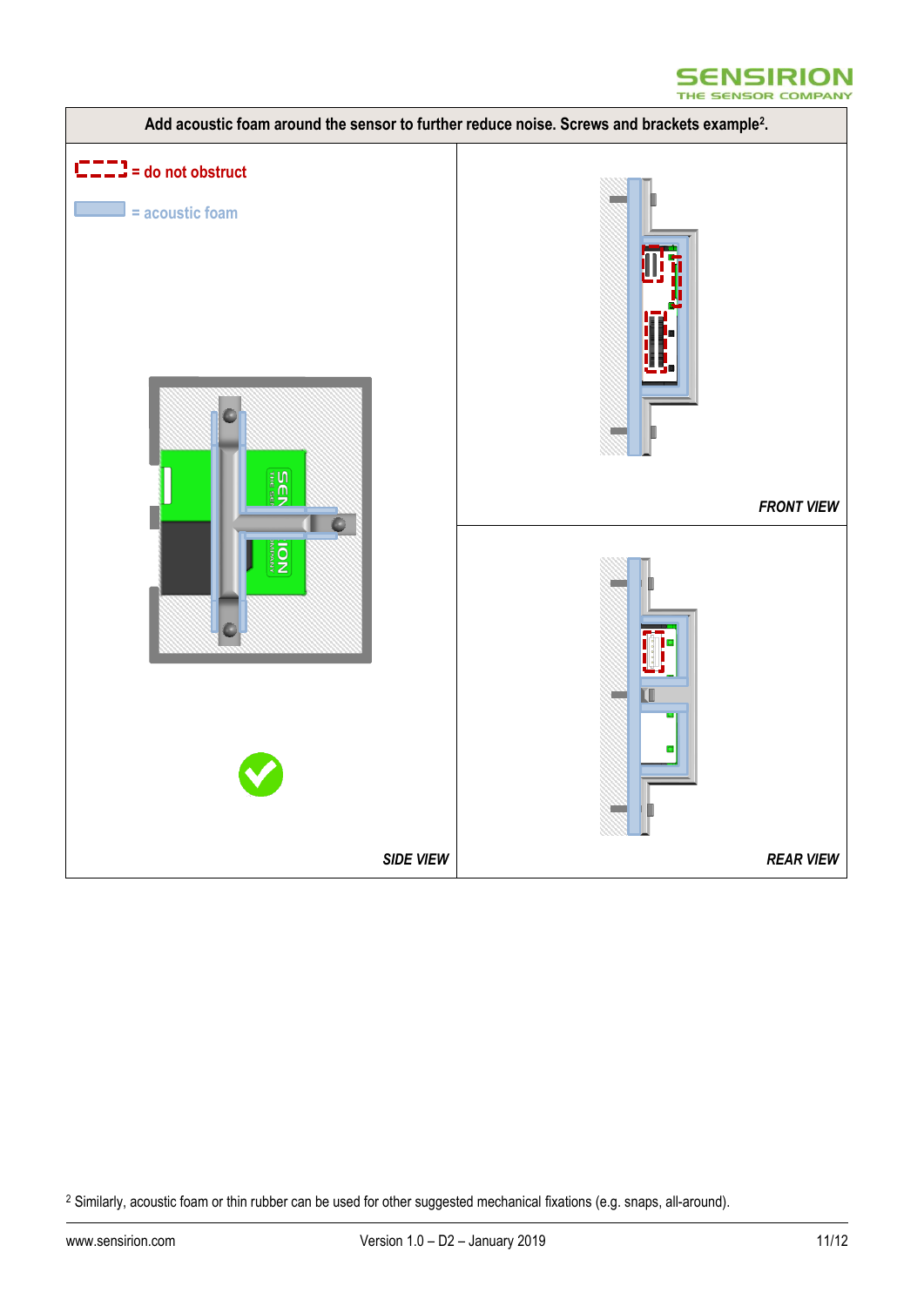**Add acoustic foam around the sensor to further reduce noise. Screws and brackets example[2].**

= do not obstruct

= acoustic foam

*SIDE VIEW*

*FRONT VIEW*

*REAR VIEW*

[2] Similarly, acoustic foam or thin rubber can be used for other suggested mechanical fixations (e.g. snaps, all-around).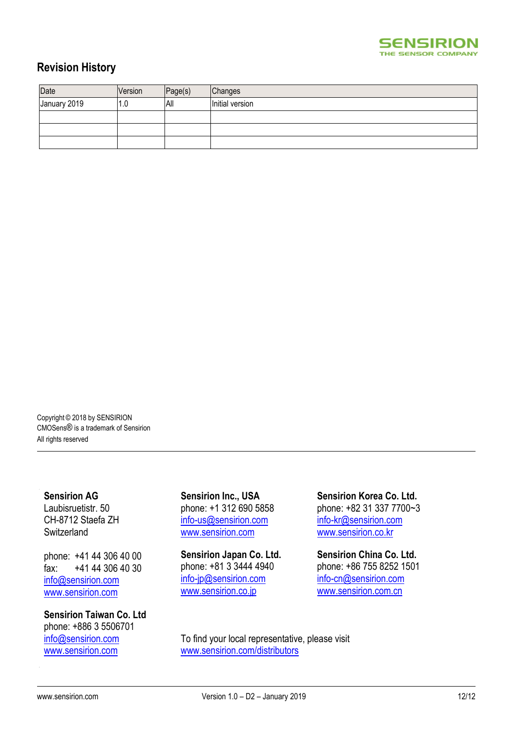## Revision History

| Date | Version | Page(s) | Changes |
|---|---|---|---|
| January 2019 | 1.0 | All | Initial version |
| | | | |
| | | | |
| | | | |

Copyright © 2018 by SENSIRION
CMOSens® is a trademark of Sensirion
All rights reserved

---

**Sensirion AG**
Laubisruetistr. 50
CH-8712 Staefa ZH
Switzerland

phone: +41 44 306 40 00
fax: +41 44 306 40 30
info@sensirion.com
www.sensirion.com

**Sensirion Taiwan Co. Ltd**
phone: +886 3 5506701
info@sensirion.com
www.sensirion.com

**Sensirion Inc., USA**
phone: +1 312 690 5858
info-us@sensirion.com
www.sensirion.com

**Sensirion Japan Co. Ltd.**
phone: +81 3 3444 4940
info-jp@sensirion.com
www.sensirion.co.jp

**Sensirion Korea Co. Ltd.**
phone: +82 31 337 7700~3
info-kr@sensirion.com
www.sensirion.co.kr

**Sensirion China Co. Ltd.**
phone: +86 755 8252 1501
info-cn@sensirion.com
www.sensirion.com.cn

To find your local representative, please visit
www.sensirion.com/distributors